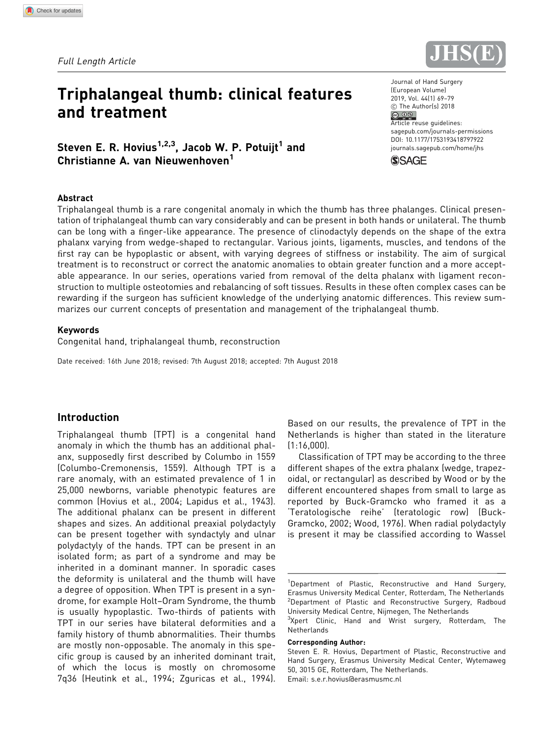*Full Length Article*

# Triphalangeal thumb: clinical features and treatment

**Steven E. R. Hovius[1,2,3], Jacob W. P. Potuijt[1] and Christianne A. van Nieuwenhoven[1]**

Journal of Hand Surgery (European Volume)
2019, Vol. 44(1) 69–79
© The Author(s) 2018
Article reuse guidelines: sagepub.com/journals-permissions
DOI: 10.1177/1753193418797922
journals.sagepub.com/home/jhs

## Abstract

Triphalangeal thumb is a rare congenital anomaly in which the thumb has three phalanges. Clinical presentation of triphalangeal thumb can vary considerably and can be present in both hands or unilateral. The thumb can be long with a finger-like appearance. The presence of clinodactyly depends on the shape of the extra phalanx varying from wedge-shaped to rectangular. Various joints, ligaments, muscles, and tendons of the first ray can be hypoplastic or absent, with varying degrees of stiffness or instability. The aim of surgical treatment is to reconstruct or correct the anatomic anomalies to obtain greater function and a more acceptable appearance. In our series, operations varied from removal of the delta phalanx with ligament reconstruction to multiple osteotomies and rebalancing of soft tissues. Results in these often complex cases can be rewarding if the surgeon has sufficient knowledge of the underlying anatomic differences. This review summarizes our current concepts of presentation and management of the triphalangeal thumb.

## Keywords

Congenital hand, triphalangeal thumb, reconstruction

Date received: 16th June 2018; revised: 7th August 2018; accepted: 7th August 2018

## Introduction

Triphalangeal thumb (TPT) is a congenital hand anomaly in which the thumb has an additional phalanx, supposedly first described by Columbo in 1559 (Columbo-Cremonensis, 1559). Although TPT is a rare anomaly, with an estimated prevalence of 1 in 25,000 newborns, variable phenotypic features are common (Hovius et al., 2004; Lapidus et al., 1943). The additional phalanx can be present in different shapes and sizes. An additional preaxial polydactyly can be present together with syndactyly and ulnar polydactyly of the hands. TPT can be present in an isolated form; as part of a syndrome and may be inherited in a dominant manner. In sporadic cases the deformity is unilateral and the thumb will have a degree of opposition. When TPT is present in a syndrome, for example Holt–Oram Syndrome, the thumb is usually hypoplastic. Two-thirds of patients with TPT in our series have bilateral deformities and a family history of thumb abnormalities. Their thumbs are mostly non-opposable. The anomaly in this specific group is caused by an inherited dominant trait, of which the locus is mostly on chromosome 7q36 (Heutink et al., 1994; Zguricas et al., 1994). Based on our results, the prevalence of TPT in the Netherlands is higher than stated in the literature (1:16,000).

Classification of TPT may be according to the three different shapes of the extra phalanx (wedge, trapezoidal, or rectangular) as described by Wood or by the different encountered shapes from small to large as reported by Buck-Gramcko who framed it as a 'Teratologische reihe' (teratologic row) (Buck-Gramcko, 2002; Wood, 1976). When radial polydactyly is present it may be classified according to Wassel

[1]Department of Plastic, Reconstructive and Hand Surgery, Erasmus University Medical Center, Rotterdam, The Netherlands
[2]Department of Plastic and Reconstructive Surgery, Radboud University Medical Centre, Nijmegen, The Netherlands
[3]Xpert Clinic, Hand and Wrist surgery, Rotterdam, The Netherlands

**Corresponding Author:**
Steven E. R. Hovius, Department of Plastic, Reconstructive and Hand Surgery, Erasmus University Medical Center, Wytemaweg 50, 3015 GE, Rotterdam, The Netherlands.
Email: s.e.r.hovius@erasmusmc.nl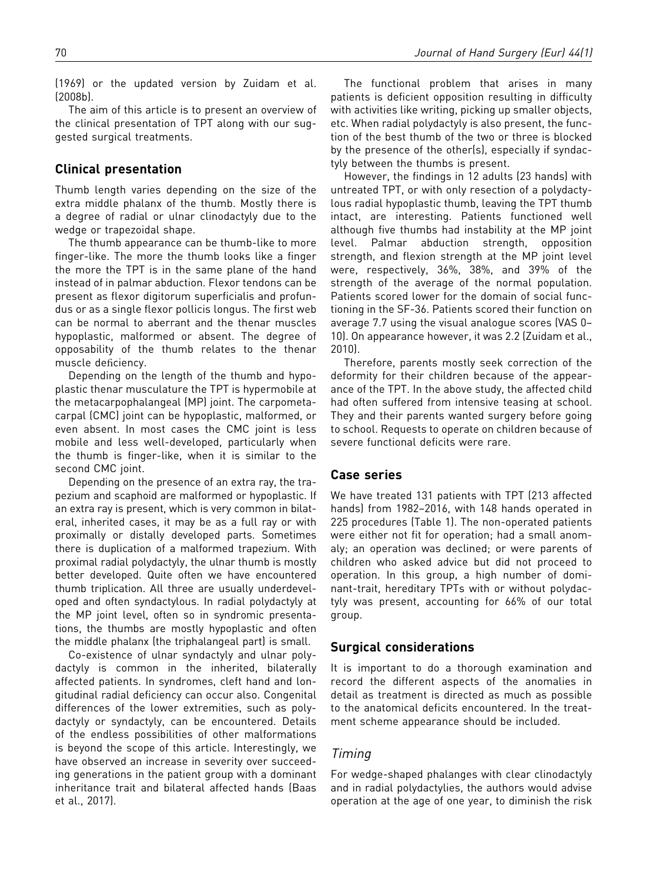(1969) or the updated version by Zuidam et al. (2008b).

The aim of this article is to present an overview of the clinical presentation of TPT along with our suggested surgical treatments.

## Clinical presentation

Thumb length varies depending on the size of the extra middle phalanx of the thumb. Mostly there is a degree of radial or ulnar clinodactyly due to the wedge or trapezoidal shape.

The thumb appearance can be thumb-like to more finger-like. The more the thumb looks like a finger the more the TPT is in the same plane of the hand instead of in palmar abduction. Flexor tendons can be present as flexor digitorum superficialis and profundus or as a single flexor pollicis longus. The first web can be normal to aberrant and the thenar muscles hypoplastic, malformed or absent. The degree of opposability of the thumb relates to the thenar muscle deficiency.

Depending on the length of the thumb and hypoplastic thenar musculature the TPT is hypermobile at the metacarpophalangeal (MP) joint. The carpometacarpal (CMC) joint can be hypoplastic, malformed, or even absent. In most cases the CMC joint is less mobile and less well-developed, particularly when the thumb is finger-like, when it is similar to the second CMC joint.

Depending on the presence of an extra ray, the trapezium and scaphoid are malformed or hypoplastic. If an extra ray is present, which is very common in bilateral, inherited cases, it may be as a full ray or with proximally or distally developed parts. Sometimes there is duplication of a malformed trapezium. With proximal radial polydactyly, the ulnar thumb is mostly better developed. Quite often we have encountered thumb triplication. All three are usually underdeveloped and often syndactylous. In radial polydactyly at the MP joint level, often so in syndromic presentations, the thumbs are mostly hypoplastic and often the middle phalanx (the triphalangeal part) is small.

Co-existence of ulnar syndactyly and ulnar polydactyly is common in the inherited, bilaterally affected patients. In syndromes, cleft hand and longitudinal radial deficiency can occur also. Congenital differences of the lower extremities, such as polydactyly or syndactyly, can be encountered. Details of the endless possibilities of other malformations is beyond the scope of this article. Interestingly, we have observed an increase in severity over succeeding generations in the patient group with a dominant inheritance trait and bilateral affected hands (Baas et al., 2017).

The functional problem that arises in many patients is deficient opposition resulting in difficulty with activities like writing, picking up smaller objects, etc. When radial polydactyly is also present, the function of the best thumb of the two or three is blocked by the presence of the other(s), especially if syndactyly between the thumbs is present.

However, the findings in 12 adults (23 hands) with untreated TPT, or with only resection of a polydactylous radial hypoplastic thumb, leaving the TPT thumb intact, are interesting. Patients functioned well although five thumbs had instability at the MP joint level. Palmar abduction strength, opposition strength, and flexion strength at the MP joint level were, respectively, 36%, 38%, and 39% of the strength of the average of the normal population. Patients scored lower for the domain of social functioning in the SF-36. Patients scored their function on average 7.7 using the visual analogue scores (VAS 0–10). On appearance however, it was 2.2 (Zuidam et al., 2010).

Therefore, parents mostly seek correction of the deformity for their children because of the appearance of the TPT. In the above study, the affected child had often suffered from intensive teasing at school. They and their parents wanted surgery before going to school. Requests to operate on children because of severe functional deficits were rare.

## Case series

We have treated 131 patients with TPT (213 affected hands) from 1982–2016, with 148 hands operated in 225 procedures (Table 1). The non-operated patients were either not fit for operation; had a small anomaly; an operation was declined; or were parents of children who asked advice but did not proceed to operation. In this group, a high number of dominant-trait, hereditary TPTs with or without polydactyly was present, accounting for 66% of our total group.

## Surgical considerations

It is important to do a thorough examination and record the different aspects of the anomalies in detail as treatment is directed as much as possible to the anatomical deficits encountered. In the treatment scheme appearance should be included.

### *Timing*

For wedge-shaped phalanges with clear clinodactyly and in radial polydactylies, the authors would advise operation at the age of one year, to diminish the risk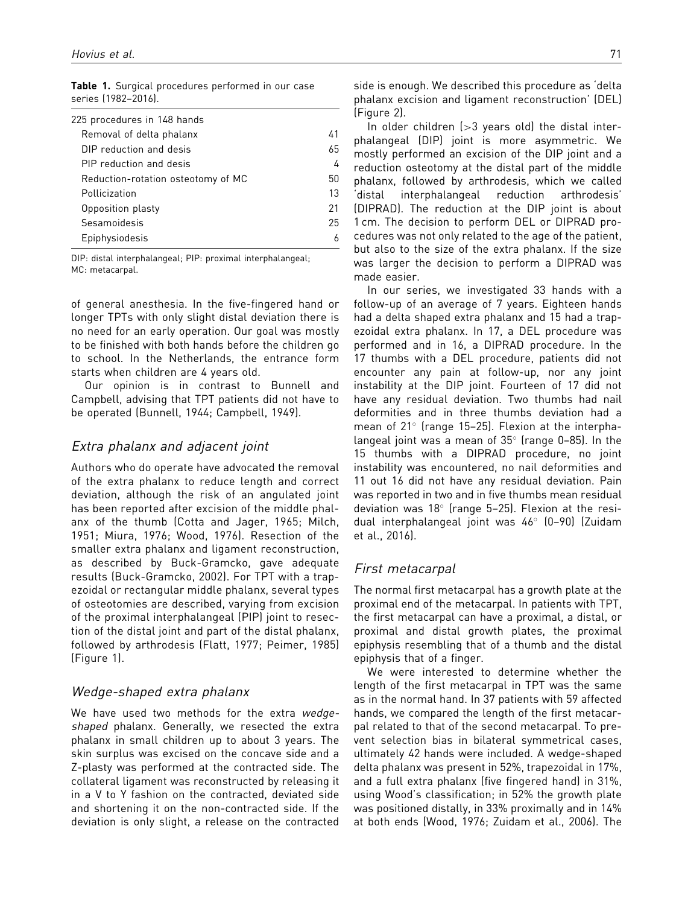**Table 1.** Surgical procedures performed in our case series (1982–2016).

| 225 procedures in 148 hands | |
|---|---|
| Removal of delta phalanx | 41 |
| DIP reduction and desis | 65 |
| PIP reduction and desis | 4 |
| Reduction-rotation osteotomy of MC | 50 |
| Pollicization | 13 |
| Opposition plasty | 21 |
| Sesamoidesis | 25 |
| Epiphysiodesis | 6 |

DIP: distal interphalangeal; PIP: proximal interphalangeal; MC: metacarpal.

of general anesthesia. In the five-fingered hand or longer TPTs with only slight distal deviation there is no need for an early operation. Our goal was mostly to be finished with both hands before the children go to school. In the Netherlands, the entrance form starts when children are 4 years old.

Our opinion is in contrast to Bunnell and Campbell, advising that TPT patients did not have to be operated (Bunnell, 1944; Campbell, 1949).

## *Extra phalanx and adjacent joint*

Authors who do operate have advocated the removal of the extra phalanx to reduce length and correct deviation, although the risk of an angulated joint has been reported after excision of the middle phalanx of the thumb (Cotta and Jager, 1965; Milch, 1951; Miura, 1976; Wood, 1976). Resection of the smaller extra phalanx and ligament reconstruction, as described by Buck-Gramcko, gave adequate results (Buck-Gramcko, 2002). For TPT with a trapezoidal or rectangular middle phalanx, several types of osteotomies are described, varying from excision of the proximal interphalangeal (PIP) joint to resection of the distal joint and part of the distal phalanx, followed by arthrodesis (Flatt, 1977; Peimer, 1985) (Figure 1).

## *Wedge-shaped extra phalanx*

We have used two methods for the extra *wedge-shaped* phalanx. Generally, we resected the extra phalanx in small children up to about 3 years. The skin surplus was excised on the concave side and a Z-plasty was performed at the contracted side. The collateral ligament was reconstructed by releasing it in a V to Y fashion on the contracted, deviated side and shortening it on the non-contracted side. If the deviation is only slight, a release on the contracted side is enough. We described this procedure as 'delta phalanx excision and ligament reconstruction' (DEL) (Figure 2).

In older children (>3 years old) the distal interphalangeal (DIP) joint is more asymmetric. We mostly performed an excision of the DIP joint and a reduction osteotomy at the distal part of the middle phalanx, followed by arthrodesis, which we called 'distal interphalangeal reduction arthrodesis' (DIPRAD). The reduction at the DIP joint is about 1 cm. The decision to perform DEL or DIPRAD procedures was not only related to the age of the patient, but also to the size of the extra phalanx. If the size was larger the decision to perform a DIPRAD was made easier.

In our series, we investigated 33 hands with a follow-up of an average of 7 years. Eighteen hands had a delta shaped extra phalanx and 15 had a trapezoidal extra phalanx. In 17, a DEL procedure was performed and in 16, a DIPRAD procedure. In the 17 thumbs with a DEL procedure, patients did not encounter any pain at follow-up, nor any joint instability at the DIP joint. Fourteen of 17 did not have any residual deviation. Two thumbs had nail deformities and in three thumbs deviation had a mean of 21° (range 15–25). Flexion at the interphalangeal joint was a mean of 35° (range 0–85). In the 15 thumbs with a DIPRAD procedure, no joint instability was encountered, no nail deformities and 11 out 16 did not have any residual deviation. Pain was reported in two and in five thumbs mean residual deviation was 18° (range 5–25). Flexion at the residual interphalangeal joint was 46° (0–90) (Zuidam et al., 2016).

## *First metacarpal*

The normal first metacarpal has a growth plate at the proximal end of the metacarpal. In patients with TPT, the first metacarpal can have a proximal, a distal, or proximal and distal growth plates, the proximal epiphysis resembling that of a thumb and the distal epiphysis that of a finger.

We were interested to determine whether the length of the first metacarpal in TPT was the same as in the normal hand. In 37 patients with 59 affected hands, we compared the length of the first metacarpal related to that of the second metacarpal. To prevent selection bias in bilateral symmetrical cases, ultimately 42 hands were included. A wedge-shaped delta phalanx was present in 52%, trapezoidal in 17%, and a full extra phalanx (five fingered hand) in 31%, using Wood's classification; in 52% the growth plate was positioned distally, in 33% proximally and in 14% at both ends (Wood, 1976; Zuidam et al., 2006). The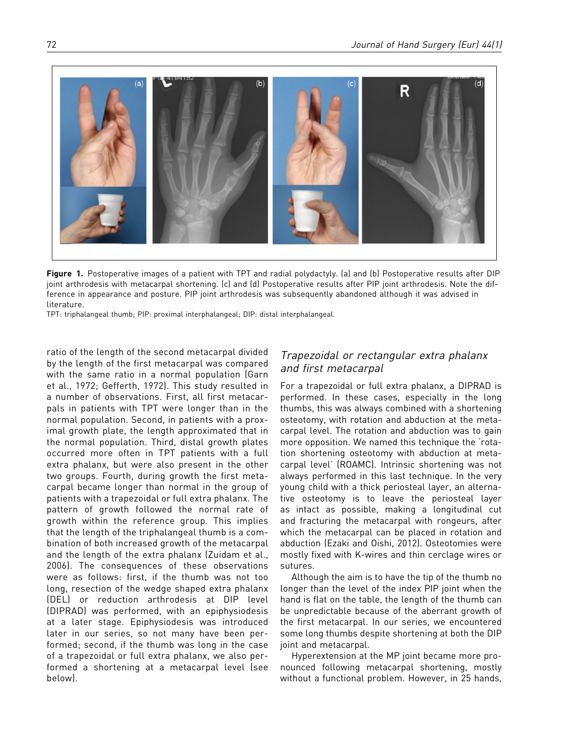**Figure 1.** Postoperative images of a patient with TPT and radial polydactyly. (a) and (b) Postoperative results after DIP joint arthrodesis with metacarpal shortening. (c) and (d) Postoperative results after PIP joint arthrodesis. Note the difference in appearance and posture. PIP joint arthrodesis was subsequently abandoned although it was advised in literature.

TPT: triphalangeal thumb; PIP: proximal interphalangeal; DIP: distal interphalangeal.

ratio of the length of the second metacarpal divided by the length of the first metacarpal was compared with the same ratio in a normal population (Garn et al., 1972; Gefferth, 1972). This study resulted in a number of observations. First, all first metacarpals in patients with TPT were longer than in the normal population. Second, in patients with a proximal growth plate, the length approximated that in the normal population. Third, distal growth plates occurred more often in TPT patients with a full extra phalanx, but were also present in the other two groups. Fourth, during growth the first metacarpal became longer than normal in the group of patients with a trapezoidal or full extra phalanx. The pattern of growth followed the normal rate of growth within the reference group. This implies that the length of the triphalangeal thumb is a combination of both increased growth of the metacarpal and the length of the extra phalanx (Zuidam et al., 2006). The consequences of these observations were as follows: first, if the thumb was not too long, resection of the wedge shaped extra phalanx (DEL) or reduction arthrodesis at DIP level (DIPRAD) was performed, with an epiphysiodesis at a later stage. Epiphysiodesis was introduced later in our series, so not many have been performed; second, if the thumb was long in the case of a trapezoidal or full extra phalanx, we also performed a shortening at a metacarpal level (see below).

## *Trapezoidal or rectangular extra phalanx and first metacarpal*

For a trapezoidal or full extra phalanx, a DIPRAD is performed. In these cases, especially in the long thumbs, this was always combined with a shortening osteotomy, with rotation and abduction at the metacarpal level. The rotation and abduction was to gain more opposition. We named this technique the 'rotation shortening osteotomy with abduction at metacarpal level' (ROAMC). Intrinsic shortening was not always performed in this last technique. In the very young child with a thick periosteal layer, an alternative osteotomy is to leave the periosteal layer as intact as possible, making a longitudinal cut and fracturing the metacarpal with rongeurs, after which the metacarpal can be placed in rotation and abduction (Ezaki and Oishi, 2012). Osteotomies were mostly fixed with K-wires and thin cerclage wires or sutures.

Although the aim is to have the tip of the thumb no longer than the level of the index PIP joint when the hand is flat on the table, the length of the thumb can be unpredictable because of the aberrant growth of the first metacarpal. In our series, we encountered some long thumbs despite shortening at both the DIP joint and metacarpal.

Hyperextension at the MP joint became more pronounced following metacarpal shortening, mostly without a functional problem. However, in 25 hands,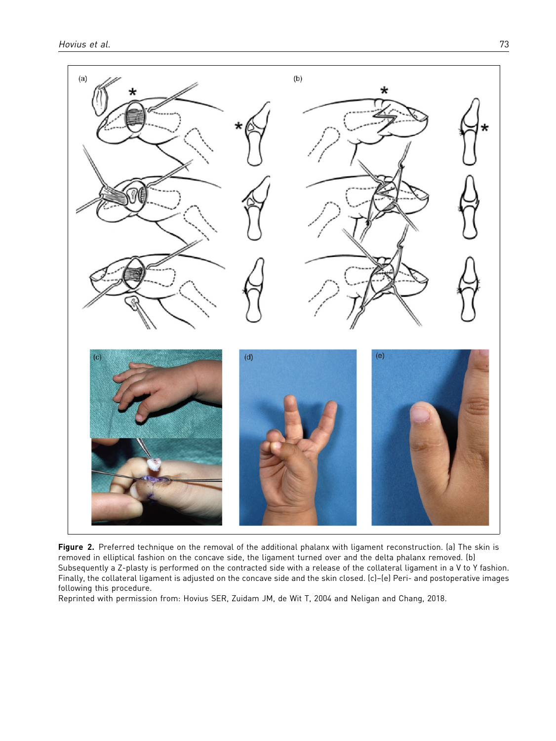**Figure 2.** Preferred technique on the removal of the additional phalanx with ligament reconstruction. (a) The skin is removed in elliptical fashion on the concave side, the ligament turned over and the delta phalanx removed. (b) Subsequently a Z-plasty is performed on the contracted side with a release of the collateral ligament in a V to Y fashion. Finally, the collateral ligament is adjusted on the concave side and the skin closed. (c)–(e) Peri- and postoperative images following this procedure.
Reprinted with permission from: Hovius SER, Zuidam JM, de Wit T, 2004 and Neligan and Chang, 2018.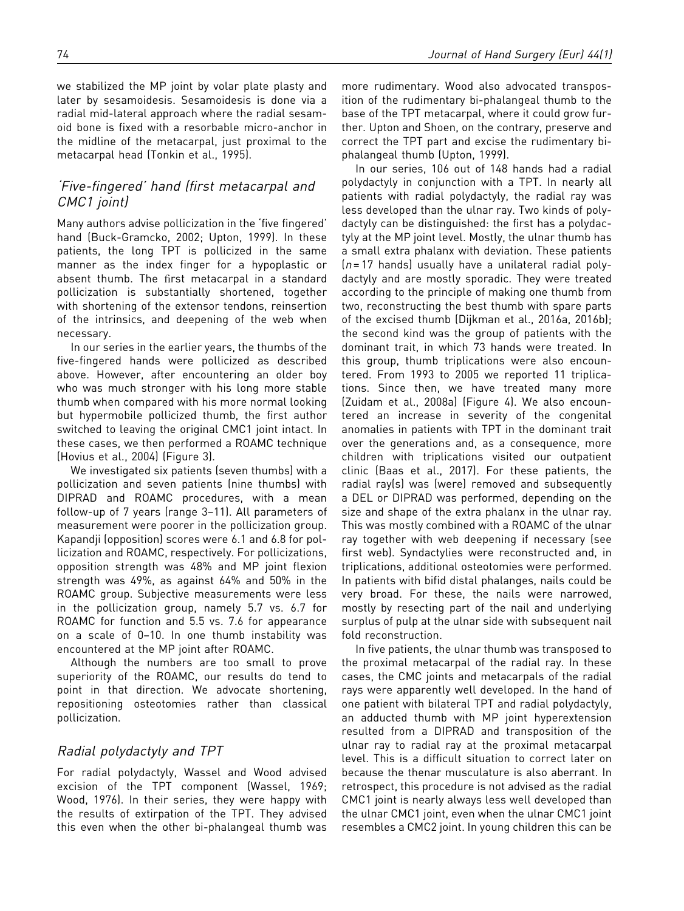we stabilized the MP joint by volar plate plasty and later by sesamoidesis. Sesamoidesis is done via a radial mid-lateral approach where the radial sesamoid bone is fixed with a resorbable micro-anchor in the midline of the metacarpal, just proximal to the metacarpal head (Tonkin et al., 1995).

## 'Five-fingered' hand (first metacarpal and CMC1 joint)

Many authors advise pollicization in the 'five fingered' hand (Buck-Gramcko, 2002; Upton, 1999). In these patients, the long TPT is pollicized in the same manner as the index finger for a hypoplastic or absent thumb. The first metacarpal in a standard pollicization is substantially shortened, together with shortening of the extensor tendons, reinsertion of the intrinsics, and deepening of the web when necessary.

In our series in the earlier years, the thumbs of the five-fingered hands were pollicized as described above. However, after encountering an older boy who was much stronger with his long more stable thumb when compared with his more normal looking but hypermobile pollicized thumb, the first author switched to leaving the original CMC1 joint intact. In these cases, we then performed a ROAMC technique (Hovius et al., 2004) (Figure 3).

We investigated six patients (seven thumbs) with a pollicization and seven patients (nine thumbs) with DIPRAD and ROAMC procedures, with a mean follow-up of 7 years (range 3–11). All parameters of measurement were poorer in the pollicization group. Kapandji (opposition) scores were 6.1 and 6.8 for pollicization and ROAMC, respectively. For pollicizations, opposition strength was 48% and MP joint flexion strength was 49%, as against 64% and 50% in the ROAMC group. Subjective measurements were less in the pollicization group, namely 5.7 vs. 6.7 for ROAMC for function and 5.5 vs. 7.6 for appearance on a scale of 0–10. In one thumb instability was encountered at the MP joint after ROAMC.

Although the numbers are too small to prove superiority of the ROAMC, our results do tend to point in that direction. We advocate shortening, repositioning osteotomies rather than classical pollicization.

## Radial polydactyly and TPT

For radial polydactyly, Wassel and Wood advised excision of the TPT component (Wassel, 1969; Wood, 1976). In their series, they were happy with the results of extirpation of the TPT. They advised this even when the other bi-phalangeal thumb was more rudimentary. Wood also advocated transposition of the rudimentary bi-phalangeal thumb to the base of the TPT metacarpal, where it could grow further. Upton and Shoen, on the contrary, preserve and correct the TPT part and excise the rudimentary bi-phalangeal thumb (Upton, 1999).

In our series, 106 out of 148 hands had a radial polydactyly in conjunction with a TPT. In nearly all patients with radial polydactyly, the radial ray was less developed than the ulnar ray. Two kinds of polydactyly can be distinguished: the first has a polydactyly at the MP joint level. Mostly, the ulnar thumb has a small extra phalanx with deviation. These patients ($n = 17$ hands) usually have a unilateral radial polydactyly and are mostly sporadic. They were treated according to the principle of making one thumb from two, reconstructing the best thumb with spare parts of the excised thumb (Dijkman et al., 2016a, 2016b); the second kind was the group of patients with the dominant trait, in which 73 hands were treated. In this group, thumb triplications were also encountered. From 1993 to 2005 we reported 11 triplications. Since then, we have treated many more (Zuidam et al., 2008a) (Figure 4). We also encountered an increase in severity of the congenital anomalies in patients with TPT in the dominant trait over the generations and, as a consequence, more children with triplications visited our outpatient clinic (Baas et al., 2017). For these patients, the radial ray(s) was (were) removed and subsequently a DEL or DIPRAD was performed, depending on the size and shape of the extra phalanx in the ulnar ray. This was mostly combined with a ROAMC of the ulnar ray together with web deepening if necessary (see first web). Syndactylies were reconstructed and, in triplications, additional osteotomies were performed. In patients with bifid distal phalanges, nails could be very broad. For these, the nails were narrowed, mostly by resecting part of the nail and underlying surplus of pulp at the ulnar side with subsequent nail fold reconstruction.

In five patients, the ulnar thumb was transposed to the proximal metacarpal of the radial ray. In these cases, the CMC joints and metacarpals of the radial rays were apparently well developed. In the hand of one patient with bilateral TPT and radial polydactyly, an adducted thumb with MP joint hyperextension resulted from a DIPRAD and transposition of the ulnar ray to radial ray at the proximal metacarpal level. This is a difficult situation to correct later on because the thenar musculature is also aberrant. In retrospect, this procedure is not advised as the radial CMC1 joint is nearly always less well developed than the ulnar CMC1 joint, even when the ulnar CMC1 joint resembles a CMC2 joint. In young children this can be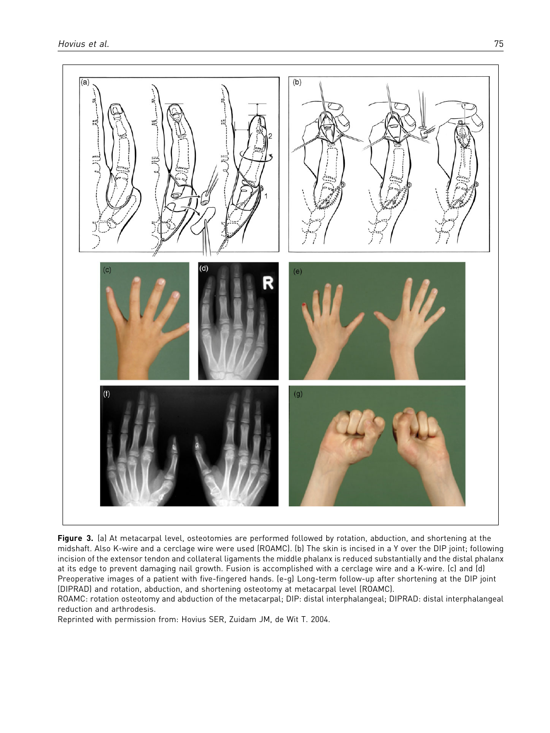**Figure 3.** (a) At metacarpal level, osteotomies are performed followed by rotation, abduction, and shortening at the midshaft. Also K-wire and a cerclage wire were used (ROAMC). (b) The skin is incised in a Y over the DIP joint; following incision of the extensor tendon and collateral ligaments the middle phalanx is reduced substantially and the distal phalanx at its edge to prevent damaging nail growth. Fusion is accomplished with a cerclage wire and a K-wire. (c) and (d) Preoperative images of a patient with five-fingered hands. (e-g) Long-term follow-up after shortening at the DIP joint (DIPRAD) and rotation, abduction, and shortening osteotomy at metacarpal level (ROAMC).

ROAMC: rotation osteotomy and abduction of the metacarpal; DIP: distal interphalangeal; DIPRAD: distal interphalangeal reduction and arthrodesis.

Reprinted with permission from: Hovius SER, Zuidam JM, de Wit T. 2004.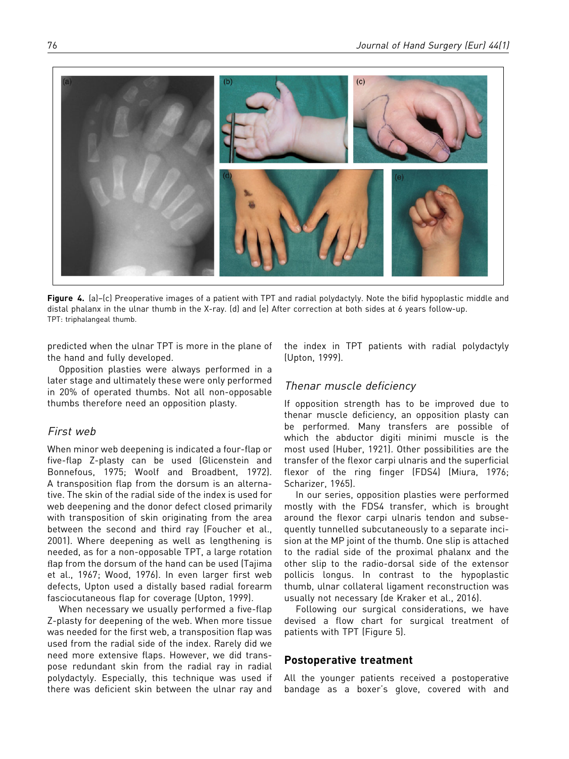**Figure 4.** (a)–(c) Preoperative images of a patient with TPT and radial polydactyly. Note the bifid hypoplastic middle and distal phalanx in the ulnar thumb in the X-ray. (d) and (e) After correction at both sides at 6 years follow-up.
TPT: triphalangeal thumb.

predicted when the ulnar TPT is more in the plane of the hand and fully developed.

Opposition plasties were always performed in a later stage and ultimately these were only performed in 20% of operated thumbs. Not all non-opposable thumbs therefore need an opposition plasty.

### First web

When minor web deepening is indicated a four-flap or five-flap Z-plasty can be used (Glicenstein and Bonnefous, 1975; Woolf and Broadbent, 1972). A transposition flap from the dorsum is an alternative. The skin of the radial side of the index is used for web deepening and the donor defect closed primarily with transposition of skin originating from the area between the second and third ray (Foucher et al., 2001). Where deepening as well as lengthening is needed, as for a non-opposable TPT, a large rotation flap from the dorsum of the hand can be used (Tajima et al., 1967; Wood, 1976). In even larger first web defects, Upton used a distally based radial forearm fasciocutaneous flap for coverage (Upton, 1999).

When necessary we usually performed a five-flap Z-plasty for deepening of the web. When more tissue was needed for the first web, a transposition flap was used from the radial side of the index. Rarely did we need more extensive flaps. However, we did transpose redundant skin from the radial ray in radial polydactyly. Especially, this technique was used if there was deficient skin between the ulnar ray and the index in TPT patients with radial polydactyly (Upton, 1999).

### Thenar muscle deficiency

If opposition strength has to be improved due to thenar muscle deficiency, an opposition plasty can be performed. Many transfers are possible of which the abductor digiti minimi muscle is the most used (Huber, 1921). Other possibilities are the transfer of the flexor carpi ulnaris and the superficial flexor of the ring finger (FDS4) (Miura, 1976; Scharizer, 1965).

In our series, opposition plasties were performed mostly with the FDS4 transfer, which is brought around the flexor carpi ulnaris tendon and subsequently tunnelled subcutaneously to a separate incision at the MP joint of the thumb. One slip is attached to the radial side of the proximal phalanx and the other slip to the radio-dorsal side of the extensor pollicis longus. In contrast to the hypoplastic thumb, ulnar collateral ligament reconstruction was usually not necessary (de Kraker et al., 2016).

Following our surgical considerations, we have devised a flow chart for surgical treatment of patients with TPT (Figure 5).

## Postoperative treatment

All the younger patients received a postoperative bandage as a boxer's glove, covered with and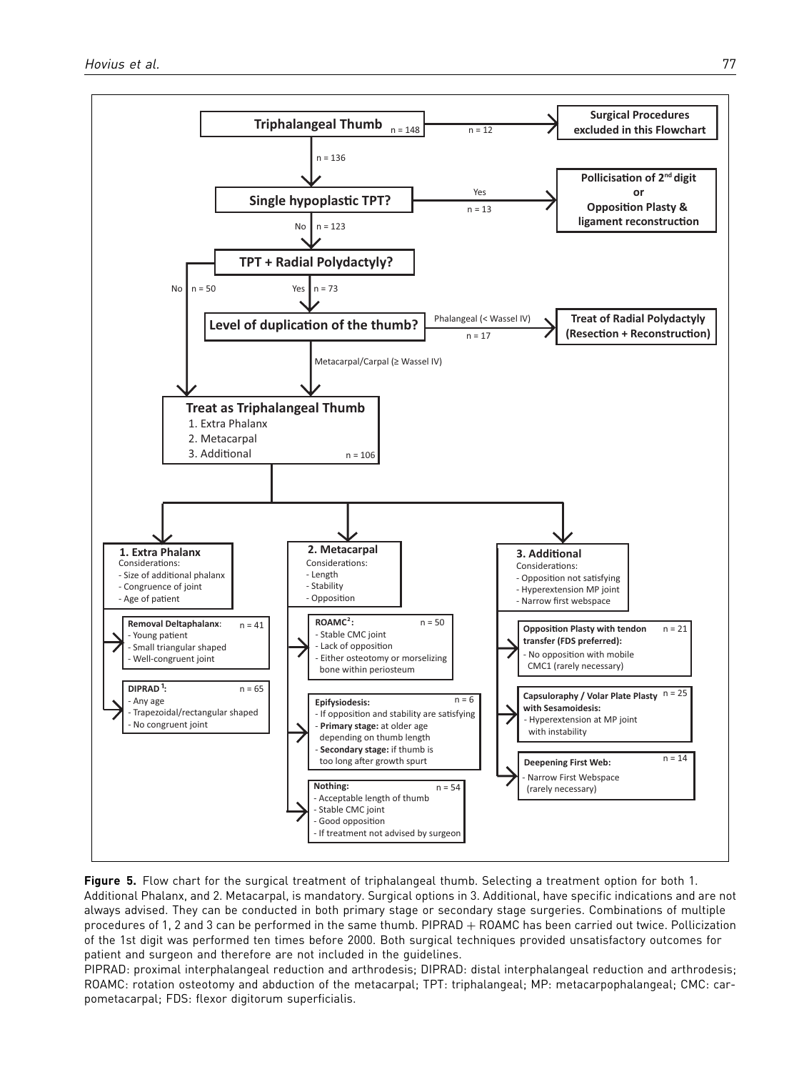**Triphalangeal Thumb** n = 148

→ n = 12 → **Surgical Procedures excluded in this Flowchart**

↓ n = 136

**Single hypoplastic TPT?**

→ Yes, n = 13 → **Pollicisation of 2nd digit or Opposition Plasty & ligament reconstruction**

↓ No, n = 123

**TPT + Radial Polydactyly?**

No, n = 50 → Treat as Triphalangeal Thumb

↓ Yes, n = 73

**Level of duplication of the thumb?**

→ Phalangeal (< Wassel IV), n = 17 → **Treat of Radial Polydactyly (Resection + Reconstruction)**

↓ Metacarpal/Carpal (≥ Wassel IV)

**Treat as Triphalangeal Thumb**
1. Extra Phalanx
2. Metacarpal
3. Additional

n = 106

**1. Extra Phalanx**
Considerations:
- Size of additional phalanx
- Congruence of joint
- Age of patient

**Removal Deltaphalanx**: n = 41
- Young patient
- Small triangular shaped
- Well-congruent joint

**DIPRAD [1]**: n = 65
- Any age
- Trapezoidal/rectangular shaped
- No congruent joint

**2. Metacarpal**
Considerations:
- Length
- Stability
- Opposition

**ROAMC [2]**: n = 50
- Stable CMC joint
- Lack of opposition
- Either osteotomy or morselizing bone within periosteum

**Epifysiodesis:** n = 6
- If opposition and stability are satisfying
- **Primary stage:** at older age depending on thumb length
- **Secondary stage:** if thumb is too long after growth spurt

**Nothing:** n = 54
- Acceptable length of thumb
- Stable CMC joint
- Good opposition
- If treatment not advised by surgeon

**3. Additional**
Considerations:
- Opposition not satisfying
- Hyperextension MP joint
- Narrow first webspace

**Opposition Plasty with tendon transfer (FDS preferred):** n = 21
- No opposition with mobile CMC1 (rarely necessary)

**Capsulorraphy / Volar Plate Plasty with Sesamoidesis:** n = 25
- Hyperextension at MP joint with instability

**Deepening First Web:** n = 14
- Narrow First Webspace (rarely necessary)

**Figure 5.** Flow chart for the surgical treatment of triphalangeal thumb. Selecting a treatment option for both 1. Additional Phalanx, and 2. Metacarpal, is mandatory. Surgical options in 3. Additional, have specific indications and are not always advised. They can be conducted in both primary stage or secondary stage surgeries. Combinations of multiple procedures of 1, 2 and 3 can be performed in the same thumb. PIPRAD + ROAMC has been carried out twice. Pollicization of the 1st digit was performed ten times before 2000. Both surgical techniques provided unsatisfactory outcomes for patient and surgeon and therefore are not included in the guidelines.

PIPRAD: proximal interphalangeal reduction and arthrodesis; DIPRAD: distal interphalangeal reduction and arthrodesis; ROAMC: rotation osteotomy and abduction of the metacarpal; TPT: triphalangeal; MP: metacarpophalangeal; CMC: carpometacarpal; FDS: flexor digitorum superficialis.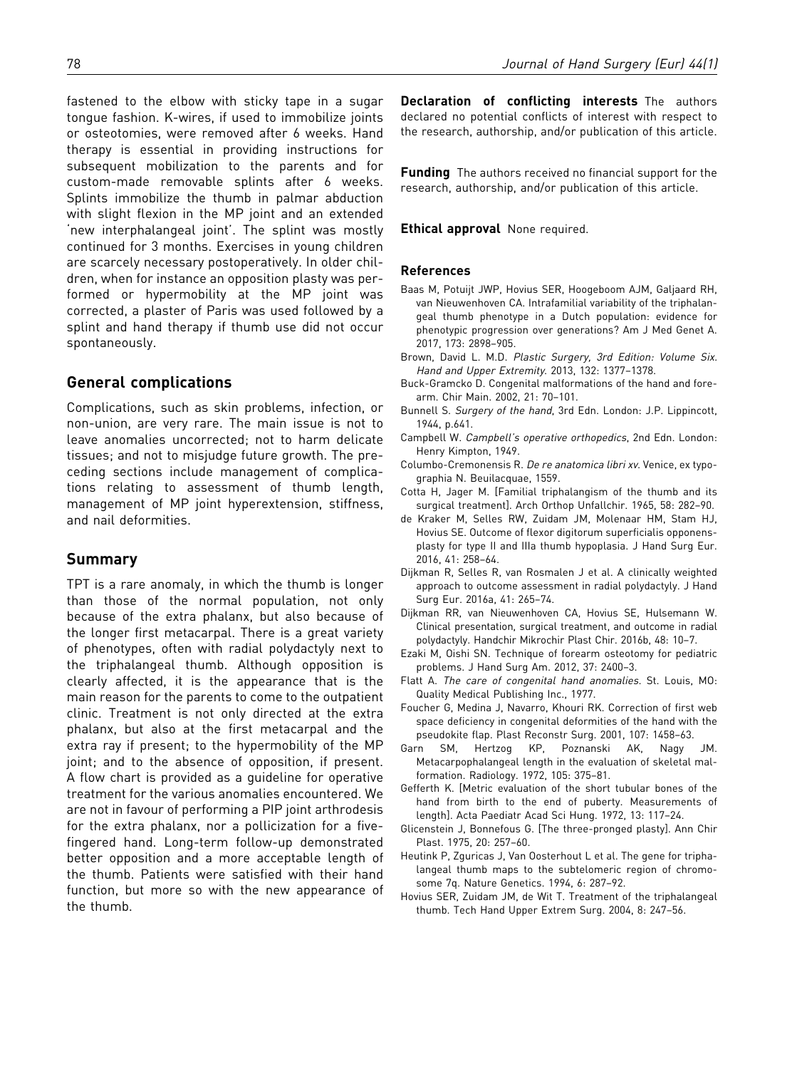fastened to the elbow with sticky tape in a sugar tongue fashion. K-wires, if used to immobilize joints or osteotomies, were removed after 6 weeks. Hand therapy is essential in providing instructions for subsequent mobilization to the parents and for custom-made removable splints after 6 weeks. Splints immobilize the thumb in palmar abduction with slight flexion in the MP joint and an extended 'new interphalangeal joint'. The splint was mostly continued for 3 months. Exercises in young children are scarcely necessary postoperatively. In older children, when for instance an opposition plasty was performed or hypermobility at the MP joint was corrected, a plaster of Paris was used followed by a splint and hand therapy if thumb use did not occur spontaneously.

## General complications

Complications, such as skin problems, infection, or non-union, are very rare. The main issue is not to leave anomalies uncorrected; not to harm delicate tissues; and not to misjudge future growth. The preceding sections include management of complications relating to assessment of thumb length, management of MP joint hyperextension, stiffness, and nail deformities.

## Summary

TPT is a rare anomaly, in which the thumb is longer than those of the normal population, not only because of the extra phalanx, but also because of the longer first metacarpal. There is a great variety of phenotypes, often with radial polydactyly next to the triphalangeal thumb. Although opposition is clearly affected, it is the appearance that is the main reason for the parents to come to the outpatient clinic. Treatment is not only directed at the extra phalanx, but also at the first metacarpal and the extra ray if present; to the hypermobility of the MP joint; and to the absence of opposition, if present. A flow chart is provided as a guideline for operative treatment for the various anomalies encountered. We are not in favour of performing a PIP joint arthrodesis for the extra phalanx, nor a pollicization for a five-fingered hand. Long-term follow-up demonstrated better opposition and a more acceptable length of the thumb. Patients were satisfied with their hand function, but more so with the new appearance of the thumb.

**Declaration of conflicting interests** The authors declared no potential conflicts of interest with respect to the research, authorship, and/or publication of this article.

**Funding** The authors received no financial support for the research, authorship, and/or publication of this article.

**Ethical approval** None required.

### References

- Baas M, Potuijt JWP, Hovius SER, Hoogeboom AJM, Galjaard RH, van Nieuwenhoven CA. Intrafamilial variability of the triphalangeal thumb phenotype in a Dutch population: evidence for phenotypic progression over generations? Am J Med Genet A. 2017, 173: 2898–905.
- Brown, David L. M.D. *Plastic Surgery, 3rd Edition: Volume Six. Hand and Upper Extremity*. 2013, 132: 1377–1378.
- Buck-Gramcko D. Congenital malformations of the hand and forearm. Chir Main. 2002, 21: 70–101.
- Bunnell S. *Surgery of the hand*, 3rd Edn. London: J.P. Lippincott, 1944, p.641.
- Campbell W. *Campbell's operative orthopedics*, 2nd Edn. London: Henry Kimpton, 1949.
- Columbo-Cremonensis R. *De re anatomica libri xv*. Venice, ex typographia N. Beuilacquae, 1559.
- Cotta H, Jager M. [Familial triphalangism of the thumb and its surgical treatment]. Arch Orthop Unfallchir. 1965, 58: 282–90.
- de Kraker M, Selles RW, Zuidam JM, Molenaar HM, Stam HJ, Hovius SE. Outcome of flexor digitorum superficialis opponensplasty for type II and IIIa thumb hypoplasia. J Hand Surg Eur. 2016, 41: 258–64.
- Dijkman R, Selles R, van Rosmalen J et al. A clinically weighted approach to outcome assessment in radial polydactyly. J Hand Surg Eur. 2016a, 41: 265–74.
- Dijkman RR, van Nieuwenhoven CA, Hovius SE, Hulsemann W. Clinical presentation, surgical treatment, and outcome in radial polydactyly. Handchir Mikrochir Plast Chir. 2016b, 48: 10–7.
- Ezaki M, Oishi SN. Technique of forearm osteotomy for pediatric problems. J Hand Surg Am. 2012, 37: 2400–3.
- Flatt A. *The care of congenital hand anomalies*. St. Louis, MO: Quality Medical Publishing Inc., 1977.
- Foucher G, Medina J, Navarro, Khouri RK. Correction of first web space deficiency in congenital deformities of the hand with the pseudokite flap. Plast Reconstr Surg. 2001, 107: 1458–63.
- Garn SM, Hertzog KP, Poznanski AK, Nagy JM. Metacarpophalangeal length in the evaluation of skeletal malformation. Radiology. 1972, 105: 375–81.
- Gefferth K. [Metric evaluation of the short tubular bones of the hand from birth to the end of puberty. Measurements of length]. Acta Paediatr Acad Sci Hung. 1972, 13: 117–24.
- Glicenstein J, Bonnefous G. [The three-pronged plasty]. Ann Chir Plast. 1975, 20: 257–60.
- Heutink P, Zguricas J, Van Oosterhout L et al. The gene for triphalangeal thumb maps to the subtelomeric region of chromosome 7q. Nature Genetics. 1994, 6: 287–92.
- Hovius SER, Zuidam JM, de Wit T. Treatment of the triphalangeal thumb. Tech Hand Upper Extrem Surg. 2004, 8: 247–56.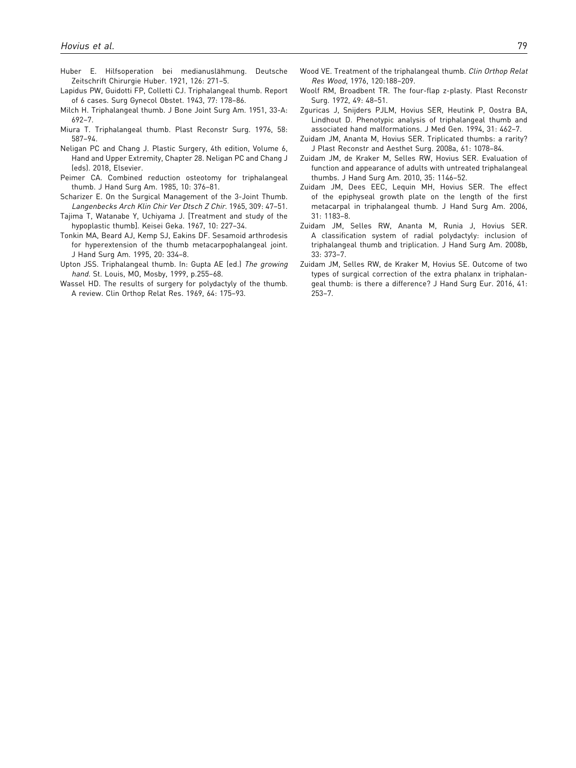Huber E. Hilfsoperation bei medianuslähmung. Deutsche Zeitschrift Chirurgie Huber. 1921, 126: 271–5.

Lapidus PW, Guidotti FP, Colletti CJ. Triphalangeal thumb. Report of 6 cases. Surg Gynecol Obstet. 1943, 77: 178–86.

Milch H. Triphalangeal thumb. J Bone Joint Surg Am. 1951, 33-A: 692–7.

Miura T. Triphalangeal thumb. Plast Reconstr Surg. 1976, 58: 587–94.

Neligan PC and Chang J. Plastic Surgery, 4th edition, Volume 6, Hand and Upper Extremity, Chapter 28. Neligan PC and Chang J (eds). 2018, Elsevier.

Peimer CA. Combined reduction osteotomy for triphalangeal thumb. J Hand Surg Am. 1985, 10: 376–81.

Scharizer E. On the Surgical Management of the 3-Joint Thumb. *Langenbecks Arch Klin Chir Ver Dtsch Z Chir*. 1965, 309: 47–51.

Tajima T, Watanabe Y, Uchiyama J. [Treatment and study of the hypoplastic thumb]. Keisei Geka. 1967, 10: 227–34.

Tonkin MA, Beard AJ, Kemp SJ, Eakins DF. Sesamoid arthrodesis for hyperextension of the thumb metacarpophalangeal joint. J Hand Surg Am. 1995, 20: 334–8.

Upton JSS. Triphalangeal thumb. In: Gupta AE (ed.) *The growing hand*. St. Louis, MO, Mosby, 1999, p.255–68.

Wassel HD. The results of surgery for polydactyly of the thumb. A review. Clin Orthop Relat Res. 1969, 64: 175–93.

Wood VE. Treatment of the triphalangeal thumb. *Clin Orthop Relat Res Wood*, 1976, 120:188–209.

Woolf RM, Broadbent TR. The four-flap z-plasty. Plast Reconstr Surg. 1972, 49: 48–51.

Zguricas J, Snijders PJLM, Hovius SER, Heutink P, Oostra BA, Lindhout D. Phenotypic analysis of triphalangeal thumb and associated hand malformations. J Med Gen. 1994, 31: 462–7.

Zuidam JM, Ananta M, Hovius SER. Triplicated thumbs: a rarity? J Plast Reconstr and Aesthet Surg. 2008a, 61: 1078–84.

Zuidam JM, de Kraker M, Selles RW, Hovius SER. Evaluation of function and appearance of adults with untreated triphalangeal thumbs. J Hand Surg Am. 2010, 35: 1146–52.

Zuidam JM, Dees EEC, Lequin MH, Hovius SER. The effect of the epiphyseal growth plate on the length of the first metacarpal in triphalangeal thumb. J Hand Surg Am. 2006, 31: 1183–8.

Zuidam JM, Selles RW, Ananta M, Runia J, Hovius SER. A classification system of radial polydactyly: inclusion of triphalangeal thumb and triplication. J Hand Surg Am. 2008b, 33: 373–7.

Zuidam JM, Selles RW, de Kraker M, Hovius SE. Outcome of two types of surgical correction of the extra phalanx in triphalangeal thumb: is there a difference? J Hand Surg Eur. 2016, 41: 253–7.